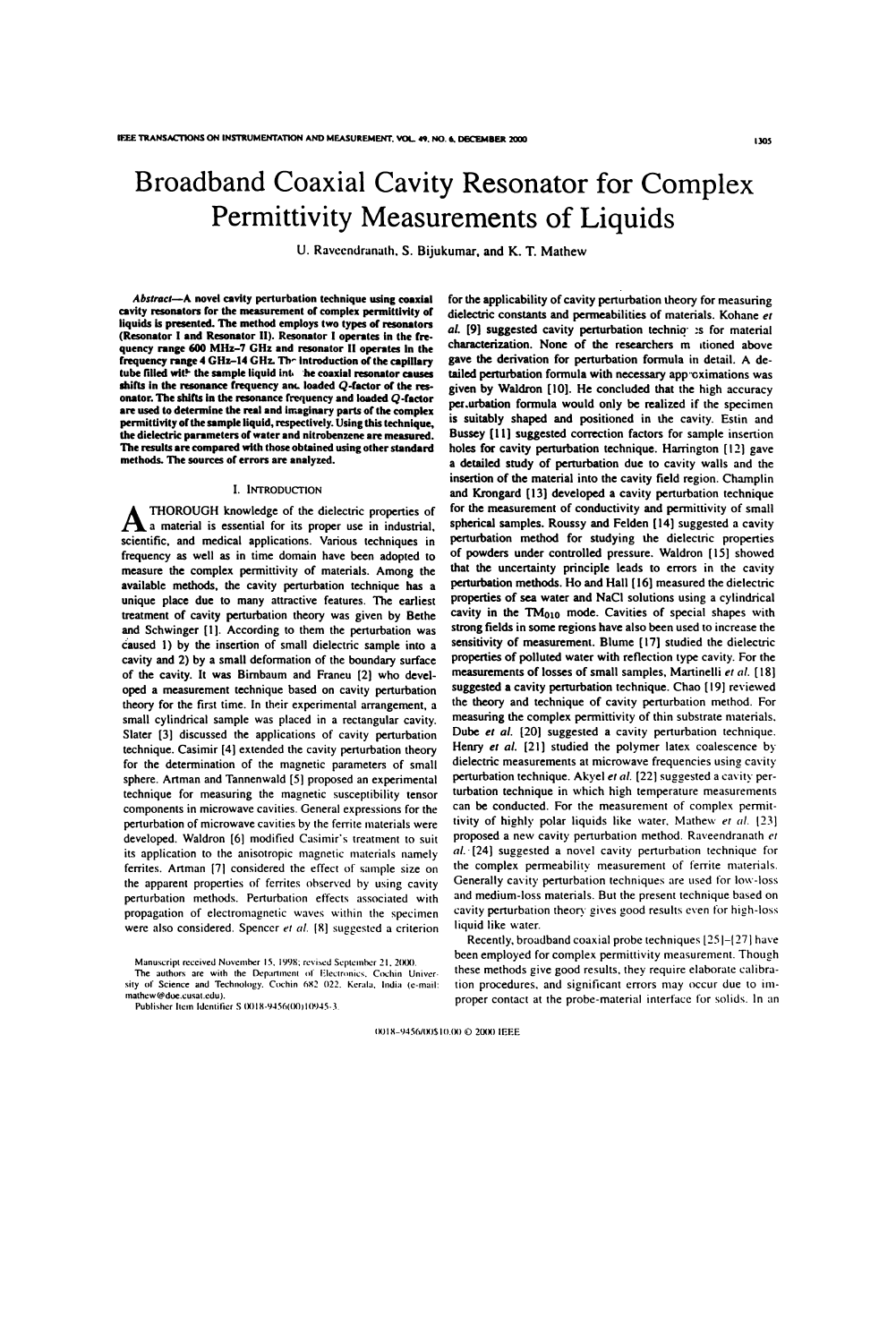# Broadband Coaxial Cavity Resonator for Complex Permittivity Measurements of Liquids

U. Raveendranath, S. Bijukumar, and K. T. Mathew

*Abstract*—A novel cavity perturbation technique using coaxial cavity resonators for the measurement of complex permittivity of liquids is presented. The method employs two types of resonators (Resonator I and Resonator II). Resonator I operates in the frequency range 600 MHz–7 GHz and resonator II operates in the frequency range 4 GHz–14 GHz. The introduction of the capillary tube filled with the sample liquid into the coaxial resonator causes shifts in the resonance frequency and loaded Q-factor of the resonator. The shifts in the resonance frequency and loaded Q-factor are used to determine the real and imaginary parts of the complex permittivity of the sample liquid, respectively. Using this technique, the dielectric parameters of water and nitrobenzene are measured. The results are compared with those obtained using other standard methods. The sources of errors are analyzed.

## I. Introduction

A THOROUGH knowledge of the dielectric properties of a material is essential for its proper use in industrial, scientific, and medical applications. Various techniques in frequency as well as in time domain have been adopted to measure the complex permittivity of materials. Among the available methods, the cavity perturbation technique has a unique place due to many attractive features. The earliest treatment of cavity perturbation theory was given by Bethe and Schwinger [1]. According to them the perturbation was caused 1) by the insertion of small dielectric sample into a cavity and 2) by a small deformation of the boundary surface of the cavity. It was Birnbaum and Franeu [2] who developed a measurement technique based on cavity perturbation theory for the first time. In their experimental arrangement, a small cylindrical sample was placed in a rectangular cavity. Slater [3] discussed the applications of cavity perturbation technique. Casimir [4] extended the cavity perturbation theory for the determination of the magnetic parameters of small sphere. Artman and Tannenwald [5] proposed an experimental technique for measuring the magnetic susceptibility tensor components in microwave cavities. General expressions for the perturbation of microwave cavities by the ferrite materials were developed. Waldron [6] modified Casimir's treatment to suit its application to the anisotropic magnetic materials namely ferrites. Artman [7] considered the effect of sample size on the apparent properties of ferrites observed by using cavity perturbation methods. Perturbation effects associated with propagation of electromagnetic waves within the specimen were also considered. Spencer *et al.* [8] suggested a criterion for the applicability of cavity perturbation theory for measuring dielectric constants and permeabilities of materials. Kohane *et al.* [9] suggested cavity perturbation techniques for material characterization. None of the researchers mentioned above gave the derivation for perturbation formula in detail. A detailed perturbation formula with necessary approximations was given by Waldron [10]. He concluded that the high accuracy perturbation formula would only be realized if the specimen is suitably shaped and positioned in the cavity. Estin and Bussey [11] suggested correction factors for sample insertion holes for cavity perturbation technique. Harrington [12] gave a detailed study of perturbation due to cavity walls and the insertion of the material into the cavity field region. Champlin and Krongard [13] developed a cavity perturbation technique for the measurement of conductivity and permittivity of small spherical samples. Roussy and Felden [14] suggested a cavity perturbation method for studying the dielectric properties of powders under controlled pressure. Waldron [15] showed that the uncertainty principle leads to errors in the cavity perturbation methods. Ho and Hall [16] measured the dielectric properties of sea water and NaCl solutions using a cylindrical cavity in the $TM_{010}$ mode. Cavities of special shapes with strong fields in some regions have also been used to increase the sensitivity of measurement. Blume [17] studied the dielectric properties of polluted water with reflection type cavity. For the measurements of losses of small samples, Martinelli *et al.* [18] suggested a cavity perturbation technique. Chao [19] reviewed the theory and technique of cavity perturbation method. For measuring the complex permittivity of thin substrate materials, Dube *et al.* [20] suggested a cavity perturbation technique. Henry *et al.* [21] studied the polymer latex coalescence by dielectric measurements at microwave frequencies using cavity perturbation technique. Akyel *et al.* [22] suggested a cavity perturbation technique in which high temperature measurements can be conducted. For the measurement of complex permittivity of highly polar liquids like water, Mathew *et al.* [23] proposed a new cavity perturbation method. Raveendranath *et al.* [24] suggested a novel cavity perturbation technique for the complex permeability measurement of ferrite materials. Generally cavity perturbation techniques are used for low-loss and medium-loss materials. But the present technique based on cavity perturbation theory gives good results even for high-loss liquid like water.

Recently, broadband coaxial probe techniques [25]–[27] have been employed for complex permittivity measurement. Though these methods give good results, they require elaborate calibration procedures, and significant errors may occur due to improper contact at the probe-material interface for solids. In an

Manuscript received November 15, 1998; revised September 21, 2000.

The authors are with the Department of Electronics, Cochin University of Science and Technology, Cochin 682 022, Kerala, India (e-mail: mathew@doe.cusat.edu).

Publisher Item Identifier S 0018-9456(00)10945-3.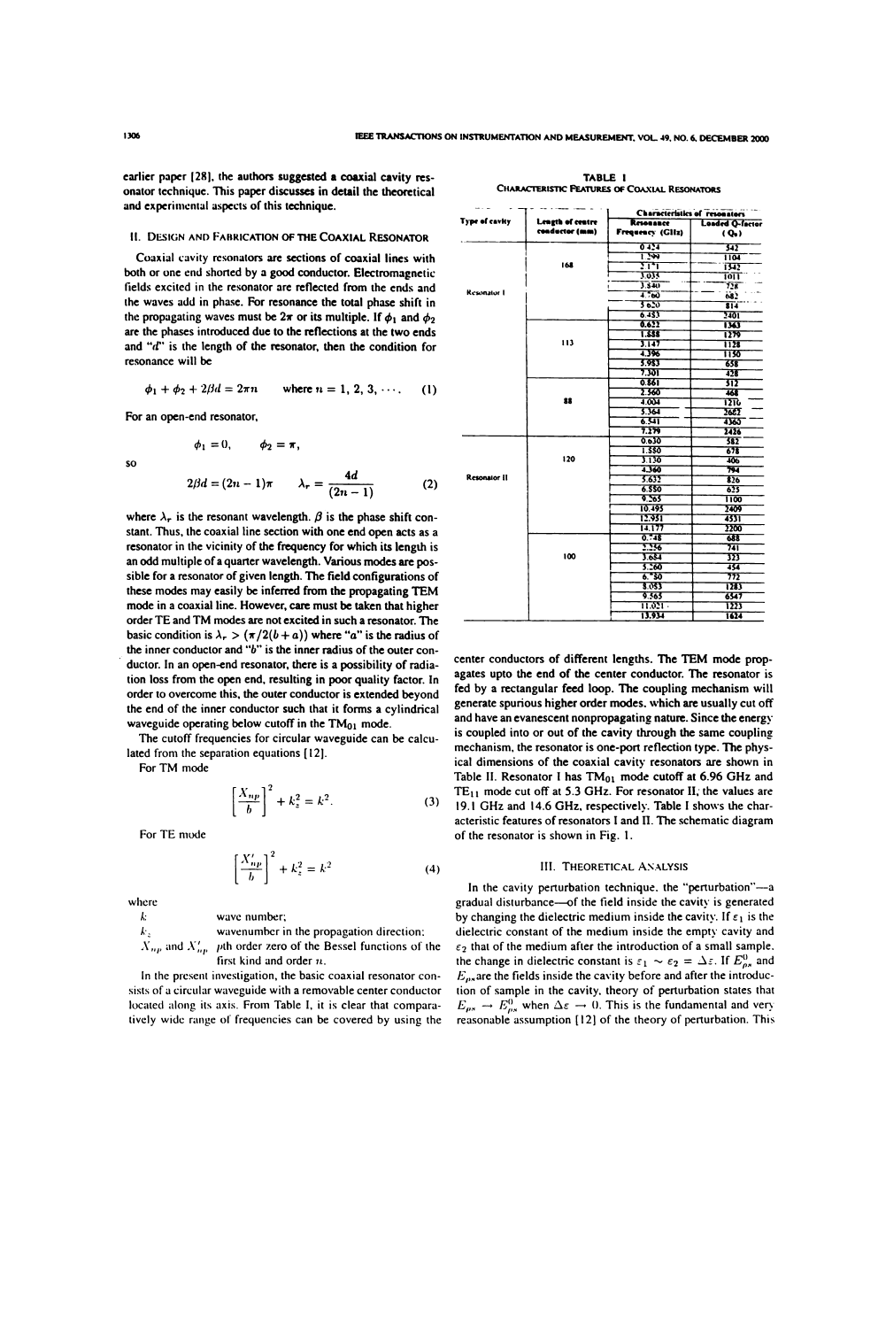earlier paper [28], the authors suggested a coaxial cavity resonator technique. This paper discusses in detail the theoretical and experimental aspects of this technique.

## II. Design and Fabrication of the Coaxial Resonator

Coaxial cavity resonators are sections of coaxial lines with both or one end shorted by a good conductor. Electromagnetic fields excited in the resonator are reflected from the ends and the waves add in phase. For resonance the total phase shift in the propagating waves must be $2\pi$ or its multiple. If $\phi_1$ and $\phi_2$ are the phases introduced due to the reflections at the two ends and "$d$" is the length of the resonator, then the condition for resonance will be

$$\phi_1 + \phi_2 + 2\beta d = 2\pi n \quad \text{where } n = 1, 2, 3, \cdots. \tag{1}$$

For an open-end resonator,

$$\phi_1 = 0, \quad \phi_2 = \pi,$$

so

$$2\beta d = (2n-1)\pi \quad \lambda_r = \frac{4d}{(2n-1)} \tag{2}$$

where $\lambda_r$ is the resonant wavelength. $\beta$ is the phase shift constant. Thus, the coaxial line section with one end open acts as a resonator in the vicinity of the frequency for which its length is an odd multiple of a quarter wavelength. Various modes are possible for a resonator of given length. The field configurations of these modes may easily be inferred from the propagating TEM mode in a coaxial line. However, care must be taken that higher order TE and TM modes are not excited in such a resonator. The basic condition is $\lambda_r > (\pi/2(b+a))$ where "$a$" is the radius of the inner conductor and "$b$" is the inner radius of the outer conductor. In an open-end resonator, there is a possibility of radiation loss from the open end, resulting in poor quality factor. In order to overcome this, the outer conductor is extended beyond the end of the inner conductor such that it forms a cylindrical waveguide operating below cutoff in the $TM_{01}$ mode.

The cutoff frequencies for circular waveguide can be calculated from the separation equations [12].

For TM mode

$$\left[\frac{X_{np}}{b}\right]^2 + k_z^2 = k^2. \tag{3}$$

For TE mode

$$\left[\frac{X'_{np}}{b}\right]^2 + k_z^2 = k^2 \tag{4}$$

where

- $k$ wave number;
- $k_z$ wavenumber in the propagation direction;
- $X_{np}$ and $X'_{np}$ $p$th order zero of the Bessel functions of the first kind and order $n$.

In the present investigation, the basic coaxial resonator consists of a circular waveguide with a removable center conductor located along its axis. From Table I, it is clear that comparatively wide range of frequencies can be covered by using the center conductors of different lengths. The TEM mode propagates upto the end of the center conductor. The resonator is fed by a rectangular feed loop. The coupling mechanism will generate spurious higher order modes, which are usually cut off and have an evanescent nonpropagating nature. Since the energy is coupled into or out of the cavity through the same coupling mechanism, the resonator is one-port reflection type. The physical dimensions of the coaxial cavity resonators are shown in Table II. Resonator I has $TM_{01}$ mode cutoff at 6.96 GHz and $TE_{11}$ mode cut off at 5.3 GHz. For resonator II, the values are 19.1 GHz and 14.6 GHz, respectively. Table I shows the characteristic features of resonators I and II. The schematic diagram of the resonator is shown in Fig. 1.

TABLE I
CHARACTERISTIC FEATURES OF COAXIAL RESONATORS

| Type of cavity | Length of centre conductor (mm) | Characteristics of resonators | |
|---|---|---|---|
| | | Resonance Frequency (GHz) | Loaded Q-factor ($Q_L$) |
| Resonator I | 168 | 0.424 | 542 |
| | | 1.299 | 1104 |
| | | 2.171 | 1342 |
| | | 3.035 | 1011 |
| | | 3.840 | 728 |
| | | 4.760 | 682 |
| | | 5.620 | 814 |
| | | 6.483 | 2401 |
| | 113 | 0.622 | 1363 |
| | | 1.888 | 1279 |
| | | 3.147 | 1128 |
| | | 4.396 | 1150 |
| | | 5.983 | 658 |
| | | 7.301 | 428 |
| | 88 | 0.861 | 512 |
| | | 2.560 | 468 |
| | | 4.004 | 1210 |
| | | 5.364 | 2662 |
| | | 6.541 | 4363 |
| | | 7.279 | 2426 |
| Resonator II | 120 | 0.630 | 582 |
| | | 1.880 | 678 |
| | | 3.130 | 406 |
| | | 4.360 | 794 |
| | | 5.632 | 826 |
| | | 6.880 | 625 |
| | | 9.265 | 1100 |
| | | 10.495 | 2409 |
| | | 12.951 | 4531 |
| | | 14.177 | 2200 |
| | 100 | 0.748 | 688 |
| | | 2.256 | 741 |
| | | 3.684 | 323 |
| | | 5.260 | 454 |
| | | 6.750 | 772 |
| | | 8.053 | 1283 |
| | | 9.565 | 6547 |
| | | 11.021 | 1223 |
| | | 13.934 | 1624 |

## III. Theoretical Analysis

In the cavity perturbation technique, the "perturbation"—a gradual disturbance—of the field inside the cavity is generated by changing the dielectric medium inside the cavity. If $\varepsilon_1$ is the dielectric constant of the medium inside the empty cavity and $\varepsilon_2$ that of the medium after the introduction of a small sample, the change in dielectric constant is $\varepsilon_1 \sim \varepsilon_2 = \Delta\varepsilon$. If $E^0_{ps}$ and $E_{ps}$ are the fields inside the cavity before and after the introduction of sample in the cavity, theory of perturbation states that $E_{ps} \to E^0_{ps}$ when $\Delta\varepsilon \to 0$. This is the fundamental and very reasonable assumption [12] of the theory of perturbation. This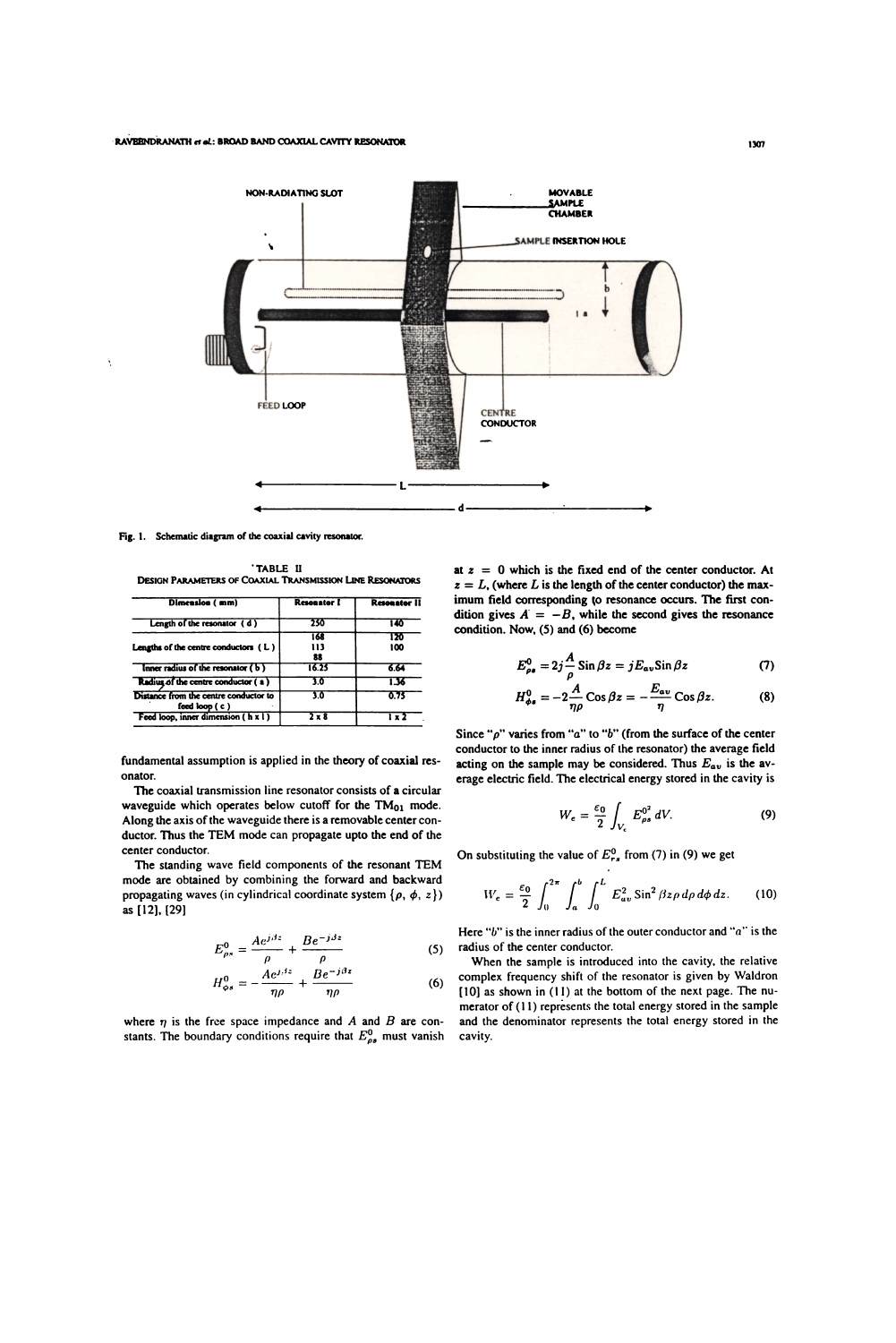Fig. 1. Schematic diagram of the coaxial cavity resonator.

TABLE II
DESIGN PARAMETERS OF COAXIAL TRANSMISSION LINE RESONATORS

| Dimension ( mm) | Resonator I | Resonator II |
|---|---|---|
| Length of the resonator ( d ) | 250 | 140 |
| Lengths of the centre conductors ( L ) | 168<br>113<br>88 | 120<br>100 |
| Inner radius of the resonator ( b ) | 16.25 | 6.64 |
| Radius of the centre conductor ( a ) | 3.0 | 1.36 |
| Distance from the centre conductor to feed loop ( c ) | 3.0 | 0.75 |
| Feed loop, inner dimension ( h x l ) | 2 x 8 | 1 x 2 |

fundamental assumption is applied in the theory of coaxial resonator.

The coaxial transmission line resonator consists of a circular waveguide which operates below cutoff for the $TM_{01}$ mode. Along the axis of the waveguide there is a removable center conductor. Thus the TEM mode can propagate upto the end of the center conductor.

The standing wave field components of the resonant TEM mode are obtained by combining the forward and backward propagating waves (in cylindrical coordinate system $\{\rho, \phi, z\}$) as [12], [29]

$$E^0_{\rho s} = \frac{Ae^{j\beta z}}{\rho} + \frac{Be^{-j\beta z}}{\rho} \tag{5}$$

$$H^0_{\varphi s} = -\frac{Ae^{j\beta z}}{\eta\rho} + \frac{Be^{-j\beta z}}{\eta\rho} \tag{6}$$

where $\eta$ is the free space impedance and $A$ and $B$ are constants. The boundary conditions require that $E^0_{\rho s}$ must vanish at $z = 0$ which is the fixed end of the center conductor. At $z = L$, (where $L$ is the length of the center conductor) the maximum field corresponding to resonance occurs. The first condition gives $A = -B$, while the second gives the resonance condition. Now, (5) and (6) become

$$E^0_{\rho s} = 2j\frac{A}{\rho}\operatorname{Sin}\beta z = jE_{av}\operatorname{Sin}\beta z \tag{7}$$

$$H^0_{\phi s} = -2\frac{A}{\eta\rho}\operatorname{Cos}\beta z = -\frac{E_{av}}{\eta}\operatorname{Cos}\beta z. \tag{8}$$

Since "$\rho$" varies from "$a$" to "$b$" (from the surface of the center conductor to the inner radius of the resonator) the average field acting on the sample may be considered. Thus $E_{av}$ is the average electric field. The electrical energy stored in the cavity is

$$W_e = \frac{\varepsilon_0}{2}\int_{V_c} E^{0^2}_{\rho s}\, dV. \tag{9}$$

On substituting the value of $E^0_{rs}$ from (7) in (9) we get

$$W_e = \frac{\varepsilon_0}{2}\int_0^{2\pi}\int_a^b\int_0^L E^2_{av}\operatorname{Sin}^2\beta z\rho\, d\rho\, d\phi\, dz. \tag{10}$$

Here "$b$" is the inner radius of the outer conductor and "$a$" is the radius of the center conductor.

When the sample is introduced into the cavity, the relative complex frequency shift of the resonator is given by Waldron [10] as shown in (11) at the bottom of the next page. The numerator of (11) represents the total energy stored in the sample and the denominator represents the total energy stored in the cavity.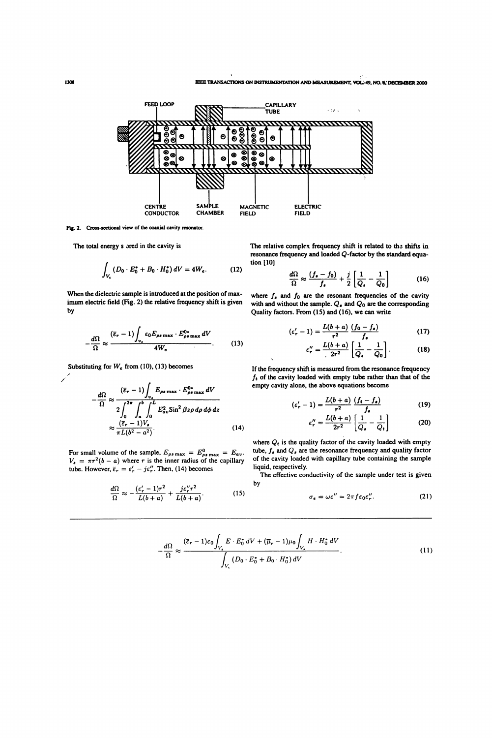Fig. 2. Cross-sectional view of the coaxial cavity resonator.

The total energy stored in the cavity is

$$\int_{V_c} (D_0 \cdot E_0^* + B_0 \cdot H_0^*)\, dV = 4W_e. \tag{12}$$

When the dielectric sample is introduced at the position of maximum electric field (Fig. 2) the relative frequency shift is given by

$$-\frac{d\Omega}{\Omega} \approx \frac{(\bar{\varepsilon}_r - 1)\displaystyle\int_{v_s} \varepsilon_0 E_{ps\,\max} \cdot E_{ps\,\max}^{0*}\, dV}{4W_e}. \tag{13}$$

Substituting for $W_e$ from (10), (13) becomes

$$-\frac{d\Omega}{\Omega} \approx \frac{(\bar{\varepsilon}_r - 1)\displaystyle\int_{v_s} E_{ps\,\max} \cdot E_{ps\,\max}^{0*}\, dV}{2\displaystyle\int_0^{2\pi}\int_a^b\int_0^L E_{av}^2 \mathrm{Sin}^2\, \beta z \rho\, d\rho\, d\phi\, dz} \approx \frac{(\bar{\varepsilon}_r - 1)V_s}{\pi L(b^2 - a^2)}. \tag{14}$$

For small volume of the sample, $E_{ps\,\max} = E_{ps\,\max}^0 = E_{av}$. $V_s = \pi r^2 (b - a)$ where $r$ is the inner radius of the capillary tube. However, $\bar{\varepsilon}_r = \varepsilon_r' - j\varepsilon_r''$. Then, (14) becomes

$$\frac{d\Omega}{\Omega} \approx -\frac{(\varepsilon_r' - 1)r^2}{L(b + a)} + \frac{j\varepsilon_r'' r^2}{L(b + a)}. \tag{15}$$

The relative complex frequency shift is related to the shifts in resonance frequency and loaded $Q$-factor by the standard equation [10]

$$\frac{d\Omega}{\Omega} \approx \frac{(f_s - f_0)}{f_s} + \frac{j}{2}\left[\frac{1}{Q_s} - \frac{1}{Q_0}\right] \tag{16}$$

where $f_s$ and $f_0$ are the resonant frequencies of the cavity with and without the sample. $Q_s$ and $Q_0$ are the corresponding Quality factors. From (15) and (16), we can write

$$(\varepsilon_r' - 1) = \frac{L(b + a)}{r^2}\frac{(f_0 - f_s)}{f_s} \tag{17}$$

$$\varepsilon_r'' = \frac{L(b + a)}{2r^2}\left[\frac{1}{Q_s} - \frac{1}{Q_0}\right]. \tag{18}$$

If the frequency shift is measured from the resonance frequency $f_t$ of the cavity loaded with empty tube rather than that of the empty cavity alone, the above equations become

$$(\varepsilon_r' - 1) = \frac{L(b + a)}{r^2}\frac{(f_t - f_s)}{f_s} \tag{19}$$

$$\varepsilon_r'' = \frac{L(b + a)}{2r^2}\left[\frac{1}{Q_s} - \frac{1}{Q_t}\right] \tag{20}$$

where $Q_t$ is the quality factor of the cavity loaded with empty tube, $f_s$ and $Q_s$ are the resonance frequency and quality factor of the cavity loaded with capillary tube containing the sample liquid, respectively.

The effective conductivity of the sample under test is given by

$$\sigma_e = \omega\varepsilon'' = 2\pi f \varepsilon_0 \varepsilon_r''. \tag{21}$$

$$-\frac{d\Omega}{\Omega} \approx \frac{(\bar{\varepsilon}_r - 1)\varepsilon_0 \displaystyle\int_{V_s} E \cdot E_0^*\, dV + (\bar{\mu}_r - 1)\mu_0 \displaystyle\int_{V_s} H \cdot H_0^*\, dV}{\displaystyle\int_{V_c} (D_0 \cdot E_0^* + B_0 \cdot H_0^*)\, dV}. \tag{11}$$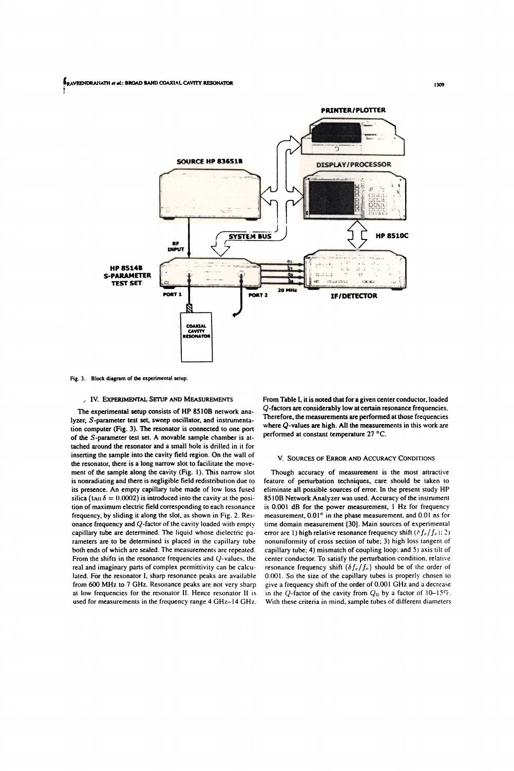Fig. 3. Block diagram of the experimental setup.

## IV. Experimental Setup and Measurements

The experimental setup consists of HP 8510B network analyzer, $S$-parameter test set, sweep oscillator, and instrumentation computer (Fig. 3). The resonator is connected to one port of the $S$-parameter test set. A movable sample chamber is attached around the resonator and a small hole is drilled in it for inserting the sample into the cavity field region. On the wall of the resonator, there is a long narrow slot to facilitate the movement of the sample along the cavity (Fig. 1). This narrow slot is nonradiating and there is negligible field redistribution due to its presence. An empty capillary tube made of low loss fused silica ($\tan\delta = 0.0002$) is introduced into the cavity at the position of maximum electric field corresponding to each resonance frequency, by sliding it along the slot, as shown in Fig. 2. Resonance frequency and $Q$-factor of the cavity loaded with empty capillary tube are determined. The liquid whose dielectric parameters are to be determined is placed in the capillary tube both ends of which are sealed. The measurements are repeated. From the shifts in the resonance frequencies and $Q$-values, the real and imaginary parts of complex permittivity can be calculated. For the resonator I, sharp resonance peaks are available from 600 MHz to 7 GHz. Resonance peaks are not very sharp at low frequencies for the resonator II. Hence resonator II is used for measurements in the frequency range 4 GHz–14 GHz. From Table I, it is noted that for a given center conductor, loaded $Q$-factors are considerably low at certain resonance frequencies. Therefore, the measurements are performed at those frequencies where $Q$-values are high. All the measurements in this work are performed at constant temperature 27 °C.

## V. Sources of Error and Accuracy Conditions

Though accuracy of measurement is the most attractive feature of perturbation techniques, care should be taken to eliminate all possible sources of error. In the present study HP 8510B Network Analyzer was used. Accuracy of the instrument is 0.001 dB for the power measurement, 1 Hz for frequency measurement, 0.01° in the phase measurement, and 0.01 ns for time domain measurement [30]. Main sources of experimental error are 1) high relative resonance frequency shift ($\delta f_r/f_r$); 2) nonuniformity of cross section of tube; 3) high loss tangent of capillary tube; 4) mismatch of coupling loop; and 5) axis tilt of center conductor. To satisfy the perturbation condition, relative resonance frequency shift ($\delta f_r/f_r$) should be of the order of 0.001. So the size of the capillary tubes is properly chosen to give a frequency shift of the order of 0.001 GHz and a decrease in the $Q$-factor of the cavity from $Q_0$ by a factor of 10–15%. With these criteria in mind, sample tubes of different diameters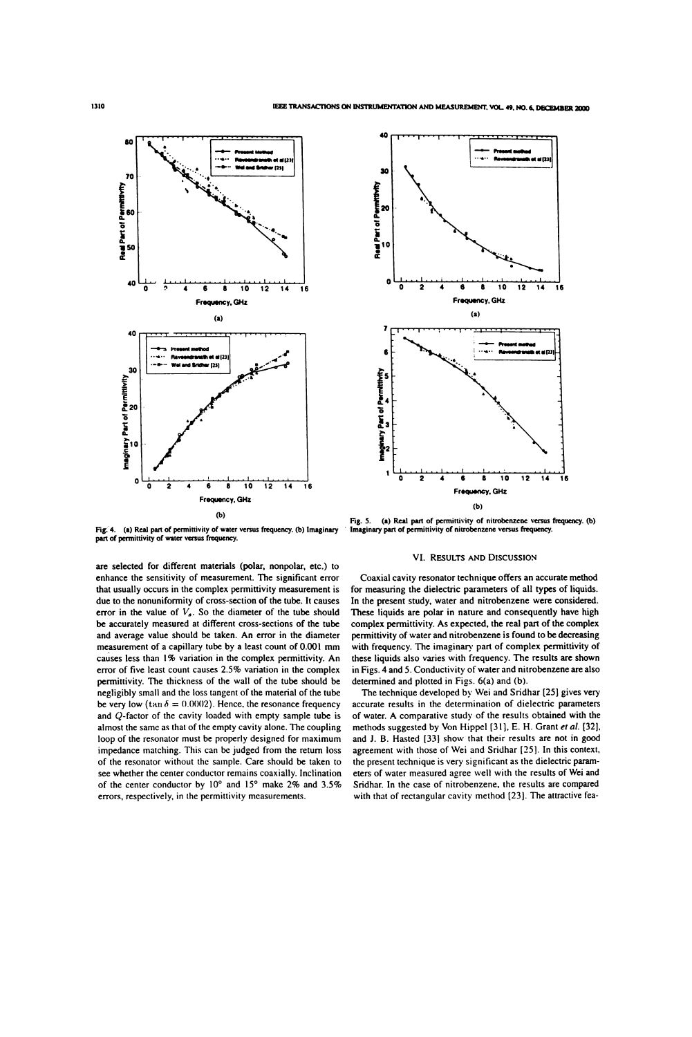Fig. 4. (a) Real part of permittivity of water versus frequency. (b) Imaginary part of permittivity of water versus frequency.

Fig. 5. (a) Real part of permittivity of nitrobenzene versus frequency. (b) Imaginary part of permittivity of nitrobenzene versus frequency.

are selected for different materials (polar, nonpolar, etc.) to enhance the sensitivity of measurement. The significant error that usually occurs in the complex permittivity measurement is due to the nonuniformity of cross-section of the tube. It causes error in the value of $V_s$. So the diameter of the tube should be accurately measured at different cross-sections of the tube and average value should be taken. An error in the diameter measurement of a capillary tube by a least count of 0.001 mm causes less than 1% variation in the complex permittivity. An error of five least count causes 2.5% variation in the complex permittivity. The thickness of the wall of the tube should be negligibly small and the loss tangent of the material of the tube be very low ($\tan\delta = 0.0002$). Hence, the resonance frequency and $Q$-factor of the cavity loaded with empty sample tube is almost the same as that of the empty cavity alone. The coupling loop of the resonator must be properly designed for maximum impedance matching. This can be judged from the return loss of the resonator without the sample. Care should be taken to see whether the center conductor remains coaxially. Inclination of the center conductor by 10° and 15° make 2% and 3.5% errors, respectively, in the permittivity measurements.

## VI. Results and Discussion

Coaxial cavity resonator technique offers an accurate method for measuring the dielectric parameters of all types of liquids. In the present study, water and nitrobenzene were considered. These liquids are polar in nature and consequently have high complex permittivity. As expected, the real part of the complex permittivity of water and nitrobenzene is found to be decreasing with frequency. The imaginary part of complex permittivity of these liquids also varies with frequency. The results are shown in Figs. 4 and 5. Conductivity of water and nitrobenzene are also determined and plotted in Figs. 6(a) and (b).

The technique developed by Wei and Sridhar [25] gives very accurate results in the determination of dielectric parameters of water. A comparative study of the results obtained with the methods suggested by Von Hippel [31], E. H. Grant *et al.* [32], and J. B. Hasted [33] show that their results are not in good agreement with those of Wei and Sridhar [25]. In this context, the present technique is very significant as the dielectric parameters of water measured agree well with the results of Wei and Sridhar. In the case of nitrobenzene, the results are compared with that of rectangular cavity method [23]. The attractive fea-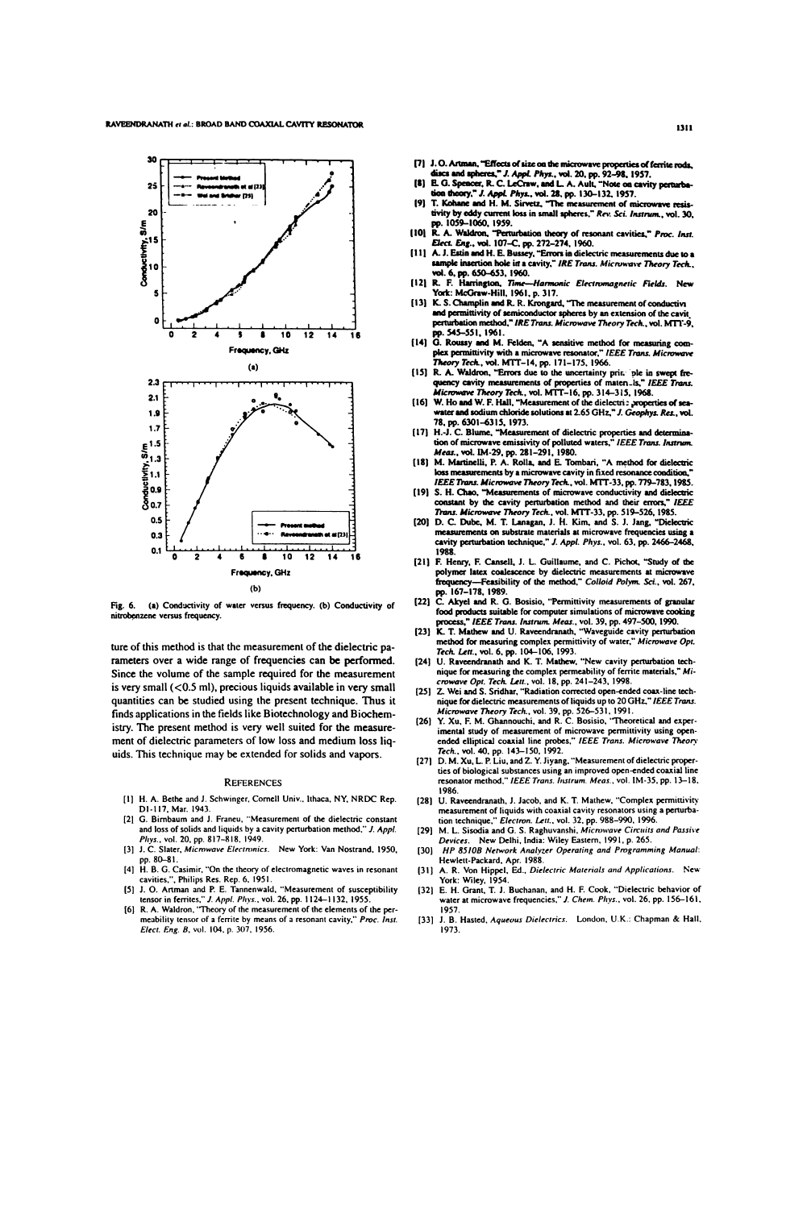Fig. 6. (a) Conductivity of water versus frequency. (b) Conductivity of nitrobenzene versus frequency.

ture of this method is that the measurement of the dielectric parameters over a wide range of frequencies can be performed. Since the volume of the sample required for the measurement is very small (<0.5 ml), precious liquids available in very small quantities can be studied using the present technique. Thus it finds applications in the fields like Biotechnology and Biochemistry. The present method is very well suited for the measurement of dielectric parameters of low loss and medium loss liquids. This technique may be extended for solids and vapors.

## References

[1] H. A. Bethe and J. Schwinger, Cornell Univ., Ithaca, NY, NRDC Rep. D1-117, Mar. 1943.

[2] G. Birnbaum and J. Franeu, "Measurement of the dielectric constant and loss of solids and liquids by a cavity perturbation method," *J. Appl. Phys.*, vol. 20, pp. 817–818, 1949.

[3] J. C. Slater, *Microwave Electronics*. New York: Van Nostrand, 1950, pp. 80–81.

[4] H. B. G. Casimir, "On the theory of electromagnetic waves in resonant cavities,", Philips Res. Rep. 6, 1951.

[5] J. O. Artman and P. E. Tannenwald, "Measurement of susceptibility tensor in ferrites," *J. Appl. Phys.*, vol. 26, pp. 1124–1132, 1955.

[6] R. A. Waldron, "Theory of the measurement of the elements of the permeability tensor of a ferrite by means of a resonant cavity," *Proc. Inst. Elect. Eng. B*, vol. 104, p. 307, 1956.

[7] J. O. Artman, "Effects of size on the microwave properties of ferrite rods, discs and spheres," *J. Appl. Phys.*, vol. 20, pp. 92–98, 1957.

[8] E. G. Spencer, R. C. LeCraw, and L. A. Ault, "Note on cavity perturbation theory," *J. Appl. Phys.*, vol. 28, pp. 130–132, 1957.

[9] T. Kohane and H. M. Sirvetz, "The measurement of microwave resistivity by eddy current loss in small spheres," *Rev. Sci. Instrum.*, vol. 30, pp. 1059–1060, 1959.

[10] R. A. Waldron, "Perturbation theory of resonant cavities," *Proc. Inst. Elect. Eng.*, vol. 107–C, pp. 272–274, 1960.

[11] A. J. Estin and H. E. Bussey, "Errors in dielectric measurements due to a sample insertion hole in a cavity," *IRE Trans. Microwave Theory Tech.*, vol. 6, pp. 650–653, 1960.

[12] R. F. Harrington, *Time—Harmonic Electromagnetic Fields*. New York: McGraw-Hill, 1961, p. 317.

[13] K. S. Champlin and R. R. Krongard, "The measurement of conductivity and permittivity of semiconductor spheres by an extension of the cavity perturbation method," *IRE Trans. Microwave Theory Tech.*, vol. MTT-9, pp. 545–551, 1961.

[14] G. Roussy and M. Felden, "A sensitive method for measuring complex permittivity with a microwave resonator," *IEEE Trans. Microwave Theory Tech.*, vol. MTT-14, pp. 171–175, 1966.

[15] R. A. Waldron, "Errors due to the uncertainty principle in swept frequency cavity measurements of properties of materials," *IEEE Trans. Microwave Theory Tech.*, vol. MTT-16, pp. 314–315, 1968.

[16] W. Ho and W. F. Hall, "Measurement of the dielectric properties of seawater and sodium chloride solutions at 2.65 GHz," *J. Geophys. Res.*, vol. 78, pp. 6301–6315, 1973.

[17] H.-J. C. Blume, "Measurement of dielectric properties and determination of microwave emissivity of polluted waters," *IEEE Trans. Instrum. Meas.*, vol. IM-29, pp. 281–291, 1980.

[18] M. Martinelli, P. A. Rolla, and E. Tombari, "A method for dielectric loss measurements by a microwave cavity in fixed resonance condition," *IEEE Trans. Microwave Theory Tech.*, vol. MTT-33, pp. 779–783, 1985.

[19] S. H. Chao, "Measurements of microwave conductivity and dielectric constant by the cavity perturbation method and their errors," *IEEE Trans. Microwave Theory Tech.*, vol. MTT-33, pp. 519–526, 1985.

[20] D. C. Dube, M. T. Lanagan, J. H. Kim, and S. J. Jang, "Dielectric measurements on substrate materials at microwave frequencies using a cavity perturbation technique," *J. Appl. Phys.*, vol. 63, pp. 2466–2468, 1988.

[21] F. Henry, F. Cansell, J. L. Guillaume, and C. Pichot, "Study of the polymer latex coalescence by dielectric measurements at microwave frequency—Feasibility of the method," *Colloid Polym. Sci.*, vol. 267, pp. 167–178, 1989.

[22] C. Akyel and R. G. Bosisio, "Permittivity measurements of granular food products suitable for computer simulations of microwave cooking process," *IEEE Trans. Instrum. Meas.*, vol. 39, pp. 497–500, 1990.

[23] K. T. Mathew and U. Raveendranath, "Waveguide cavity perturbation method for measuring complex permittivity of water," *Microwave Opt. Tech. Lett.*, vol. 6, pp. 104–106, 1993.

[24] U. Raveendranath and K. T. Mathew, "New cavity perturbation technique for measuring the complex permeability of ferrite materials," *Microwave Opt. Tech. Lett.*, vol. 18, pp. 241–243, 1998.

[25] Z. Wei and S. Sridhar, "Radiation corrected open-ended coax-line technique for dielectric measurements of liquids up to 20 GHz," *IEEE Trans. Microwave Theory Tech.*, vol. 39, pp. 526–531, 1991.

[26] Y. Xu, F. M. Ghannouchi, and R. C. Bosisio, "Theoretical and experimental study of measurement of microwave permittivity using open-ended elliptical coaxial line probes," *IEEE Trans. Microwave Theory Tech.*, vol. 40, pp. 143–150, 1992.

[27] D. M. Xu, L. P. Liu, and Z. Y. Jiyang, "Measurement of dielectric properties of biological substances using an improved open-ended coaxial line resonator method," *IEEE Trans. Instrum. Meas.*, vol. IM-35, pp. 13–18, 1986.

[28] U. Raveendranath, J. Jacob, and K. T. Mathew, "Complex permittivity measurement of liquids with coaxial cavity resonators using a perturbation technique," *Electron. Lett.*, vol. 32, pp. 988–990, 1996.

[29] M. L. Sisodia and G. S. Raghuvanshi, *Microwave Circuits and Passive Devices*. New Delhi, India: Wiley Eastern, 1991, p. 265.

[30] *HP 8510B Network Analyzer Operating and Programming Manual*. Hewlett-Packard, Apr. 1988.

[31] A. R. Von Hippel, Ed., *Dielectric Materials and Applications*. New York: Wiley, 1954.

[32] E. H. Grant, T. J. Buchanan, and H. F. Cook, "Dielectric behavior of water at microwave frequencies," *J. Chem. Phys.*, vol. 26, pp. 156–161, 1957.

[33] J. B. Hasted, *Aqueous Dielectrics*. London, U.K.: Chapman & Hall, 1973.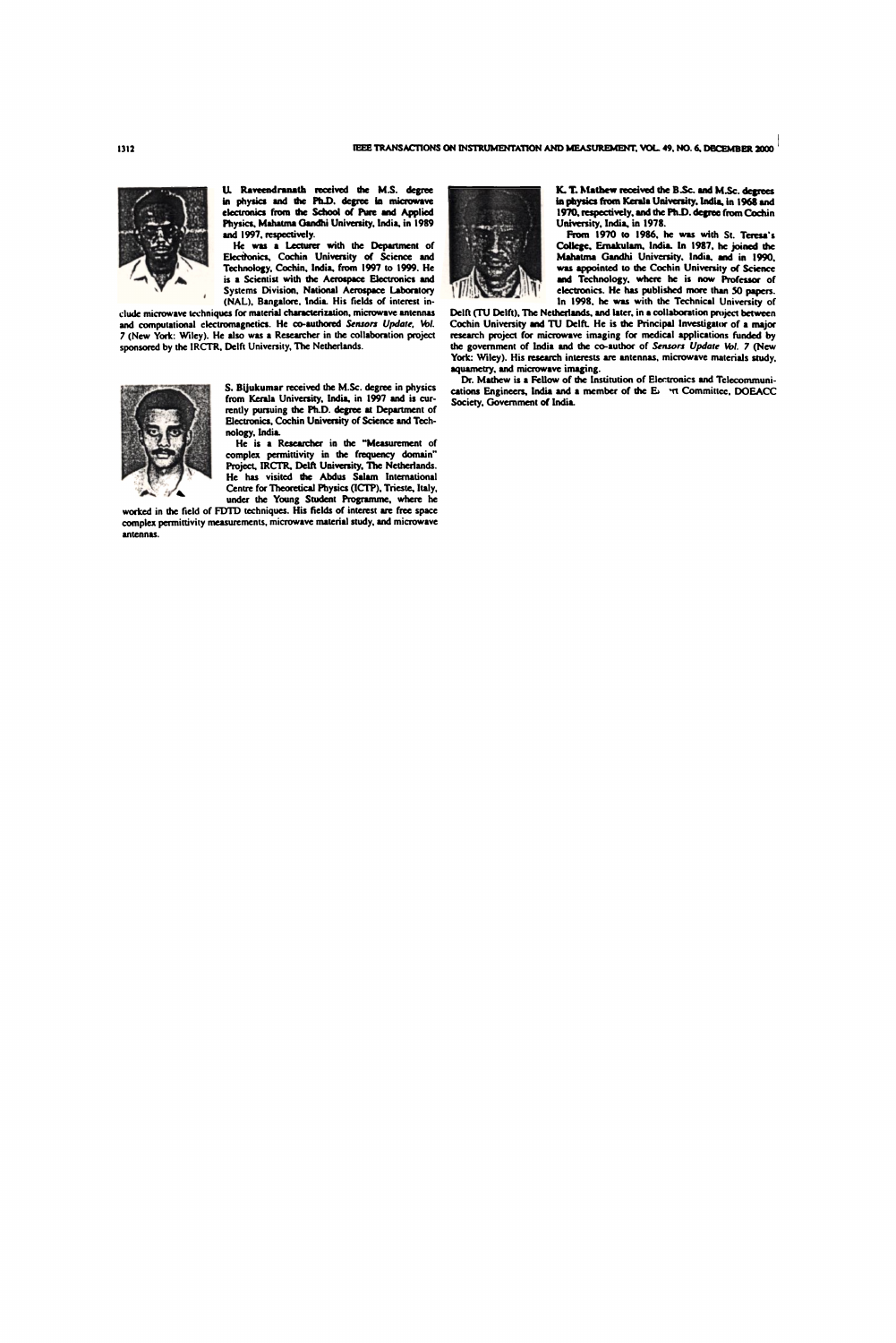**U. Raveendranath** received the M.S. degree in physics and the Ph.D. degree in microwave electronics from the School of Pure and Applied Physics, Mahatma Gandhi University, India, in 1989 and 1997, respectively.

He was a Lecturer with the Department of Electronics, Cochin University of Science and Technology, Cochin, India, from 1997 to 1999. He is a Scientist with the Aerospace Electronics and Systems Division, National Aerospace Laboratory (NAL), Bangalore, India. His fields of interest include microwave techniques for material characterization, microwave antennas and computational electromagnetics. He co-authored *Sensors Update, Vol. 7* (New York: Wiley). He also was a Researcher in the collaboration project sponsored by the IRCTR, Delft University, The Netherlands.

**S. Bijukumar** received the M.Sc. degree in physics from Kerala University, India, in 1997 and is currently pursuing the Ph.D. degree at Department of Electronics, Cochin University of Science and Technology, India.

He is a Researcher in the "Measurement of complex permittivity in the frequency domain" Project, IRCTR, Delft University, The Netherlands. He has visited the Abdus Salam International Centre for Theoretical Physics (ICTP), Trieste, Italy, under the Young Student Programme, where he worked in the field of FDTD techniques. His fields of interest are free space complex permittivity measurements, microwave material study, and microwave antennas.

**K. T. Mathew** received the B.Sc. and M.Sc. degrees in physics from Kerala University, India, in 1968 and 1970, respectively, and the Ph.D. degree from Cochin University, India, in 1978.

From 1970 to 1986, he was with St. Teresa's College, Ernakulam, India. In 1987, he joined the Mahatma Gandhi University, India, and in 1990, was appointed to the Cochin University of Science and Technology, where he is now Professor of electronics. He has published more than 50 papers. In 1998, he was with the Technical University of Delft (TU Delft), The Netherlands, and later, in a collaboration project between Cochin University and TU Delft. He is the Principal Investigator of a major research project for microwave imaging for medical applications funded by the government of India and the co-author of *Sensors Update Vol. 7* (New York: Wiley). His research interests are antennas, microwave materials study, aquametry, and microwave imaging.

Dr. Mathew is a Fellow of the Institution of Electronics and Telecommunications Engineers, India and a member of the E. ·rt Committee, DOEACC Society, Government of India.